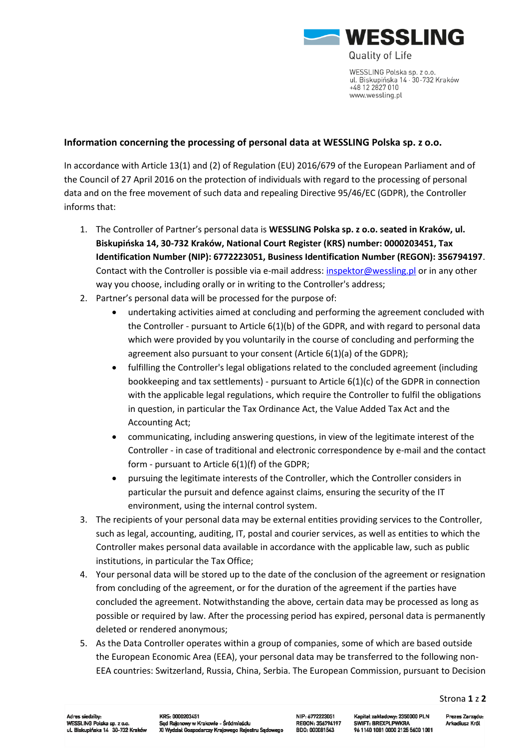WESSLING

Quality of Life

WESSLING Polska sp. z o.o.
ul. Biskupińska 14 · 30-732 Kraków
+48 12 2827 010
www.wessling.pl

## Information concerning the processing of personal data at WESSLING Polska sp. z o.o.

In accordance with Article 13(1) and (2) of Regulation (EU) 2016/679 of the European Parliament and of the Council of 27 April 2016 on the protection of individuals with regard to the processing of personal data and on the free movement of such data and repealing Directive 95/46/EC (GDPR), the Controller informs that:

1. The Controller of Partner's personal data is **WESSLING Polska sp. z o.o. seated in Kraków, ul. Biskupińska 14, 30-732 Kraków, National Court Register (KRS) number: 0000203451, Tax Identification Number (NIP): 6772223051, Business Identification Number (REGON): 356794197**. Contact with the Controller is possible via e-mail address: inspektor@wessling.pl or in any other way you choose, including orally or in writing to the Controller's address;
2. Partner's personal data will be processed for the purpose of:
   - undertaking activities aimed at concluding and performing the agreement concluded with the Controller - pursuant to Article 6(1)(b) of the GDPR, and with regard to personal data which were provided by you voluntarily in the course of concluding and performing the agreement also pursuant to your consent (Article 6(1)(a) of the GDPR);
   - fulfilling the Controller's legal obligations related to the concluded agreement (including bookkeeping and tax settlements) - pursuant to Article 6(1)(c) of the GDPR in connection with the applicable legal regulations, which require the Controller to fulfil the obligations in question, in particular the Tax Ordinance Act, the Value Added Tax Act and the Accounting Act;
   - communicating, including answering questions, in view of the legitimate interest of the Controller - in case of traditional and electronic correspondence by e-mail and the contact form - pursuant to Article 6(1)(f) of the GDPR;
   - pursuing the legitimate interests of the Controller, which the Controller considers in particular the pursuit and defence against claims, ensuring the security of the IT environment, using the internal control system.
3. The recipients of your personal data may be external entities providing services to the Controller, such as legal, accounting, auditing, IT, postal and courier services, as well as entities to which the Controller makes personal data available in accordance with the applicable law, such as public institutions, in particular the Tax Office;
4. Your personal data will be stored up to the date of the conclusion of the agreement or resignation from concluding of the agreement, or for the duration of the agreement if the parties have concluded the agreement. Notwithstanding the above, certain data may be processed as long as possible or required by law. After the processing period has expired, personal data is permanently deleted or rendered anonymous;
5. As the Data Controller operates within a group of companies, some of which are based outside the European Economic Area (EEA), your personal data may be transferred to the following non-EEA countries: Switzerland, Russia, China, Serbia. The European Commission, pursuant to Decision

Adres siedziby:
WESSLING Polska sp. z o.o.
ul. Biskupińska 14 30-732 Kraków

KRS: 0000203451
Sąd Rejonowy w Krakowie - Śródmieściu
XI Wydział Gospodarczy Krajowego Rejestru Sądowego

NIP: 6772223051
REGON: 356794197
BDO: 000081543

Kapitał zakładowy: 2350000 PLN
SWIFT: BREXPLPWKRA
96 1140 1081 0000 2125 5600 1001

Prezes Zarządu:
Arkadiusz Król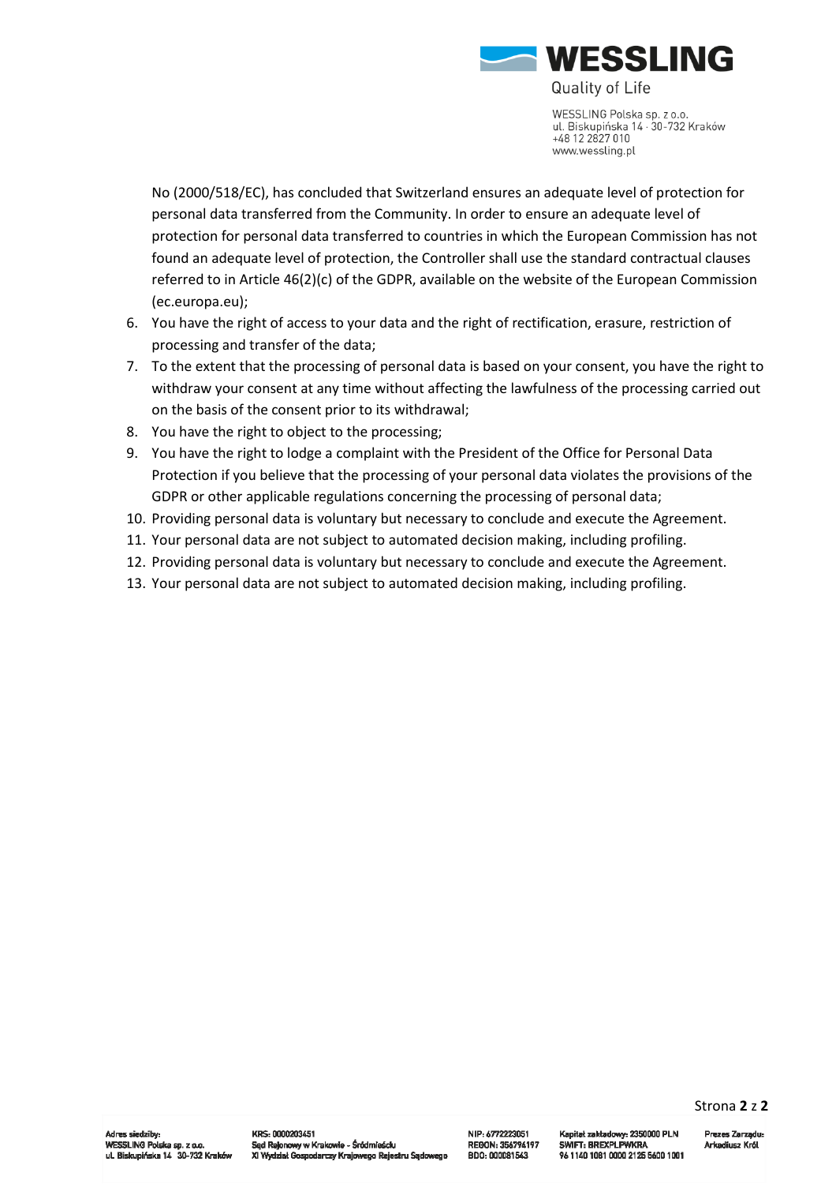No (2000/518/EC), has concluded that Switzerland ensures an adequate level of protection for personal data transferred from the Community. In order to ensure an adequate level of protection for personal data transferred to countries in which the European Commission has not found an adequate level of protection, the Controller shall use the standard contractual clauses referred to in Article 46(2)(c) of the GDPR, available on the website of the European Commission (ec.europa.eu);

6. You have the right of access to your data and the right of rectification, erasure, restriction of processing and transfer of the data;
7. To the extent that the processing of personal data is based on your consent, you have the right to withdraw your consent at any time without affecting the lawfulness of the processing carried out on the basis of the consent prior to its withdrawal;
8. You have the right to object to the processing;
9. You have the right to lodge a complaint with the President of the Office for Personal Data Protection if you believe that the processing of your personal data violates the provisions of the GDPR or other applicable regulations concerning the processing of personal data;
10. Providing personal data is voluntary but necessary to conclude and execute the Agreement.
11. Your personal data are not subject to automated decision making, including profiling.
12. Providing personal data is voluntary but necessary to conclude and execute the Agreement.
13. Your personal data are not subject to automated decision making, including profiling.